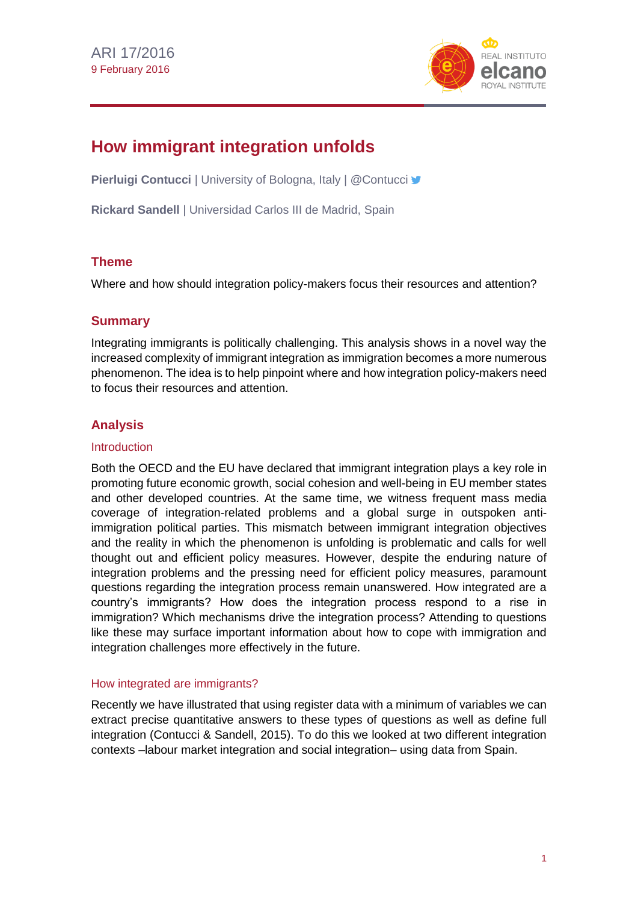ARI 17/2016
9 February 2016

# How immigrant integration unfolds

**Pierluigi Contucci** | University of Bologna, Italy | @Contucci

**Rickard Sandell** | Universidad Carlos III de Madrid, Spain

## Theme

Where and how should integration policy-makers focus their resources and attention?

## Summary

Integrating immigrants is politically challenging. This analysis shows in a novel way the increased complexity of immigrant integration as immigration becomes a more numerous phenomenon. The idea is to help pinpoint where and how integration policy-makers need to focus their resources and attention.

## Analysis

### Introduction

Both the OECD and the EU have declared that immigrant integration plays a key role in promoting future economic growth, social cohesion and well-being in EU member states and other developed countries. At the same time, we witness frequent mass media coverage of integration-related problems and a global surge in outspoken anti-immigration political parties. This mismatch between immigrant integration objectives and the reality in which the phenomenon is unfolding is problematic and calls for well thought out and efficient policy measures. However, despite the enduring nature of integration problems and the pressing need for efficient policy measures, paramount questions regarding the integration process remain unanswered. How integrated are a country's immigrants? How does the integration process respond to a rise in immigration? Which mechanisms drive the integration process? Attending to questions like these may surface important information about how to cope with immigration and integration challenges more effectively in the future.

### How integrated are immigrants?

Recently we have illustrated that using register data with a minimum of variables we can extract precise quantitative answers to these types of questions as well as define full integration (Contucci & Sandell, 2015). To do this we looked at two different integration contexts –labour market integration and social integration– using data from Spain.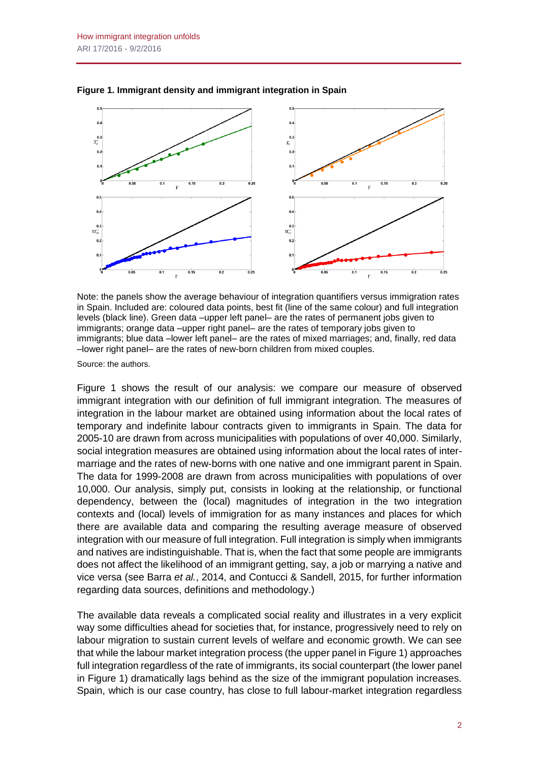**Figure 1. Immigrant density and immigrant integration in Spain**

Note: the panels show the average behaviour of integration quantifiers versus immigration rates in Spain. Included are: coloured data points, best fit (line of the same colour) and full integration levels (black line). Green data –upper left panel– are the rates of permanent jobs given to immigrants; orange data –upper right panel– are the rates of temporary jobs given to immigrants; blue data –lower left panel– are the rates of mixed marriages; and, finally, red data –lower right panel– are the rates of new-born children from mixed couples.

Source: the authors.

Figure 1 shows the result of our analysis: we compare our measure of observed immigrant integration with our definition of full immigrant integration. The measures of integration in the labour market are obtained using information about the local rates of temporary and indefinite labour contracts given to immigrants in Spain. The data for 2005-10 are drawn from across municipalities with populations of over 40,000. Similarly, social integration measures are obtained using information about the local rates of inter-marriage and the rates of new-borns with one native and one immigrant parent in Spain. The data for 1999-2008 are drawn from across municipalities with populations of over 10,000. Our analysis, simply put, consists in looking at the relationship, or functional dependency, between the (local) magnitudes of integration in the two integration contexts and (local) levels of immigration for as many instances and places for which there are available data and comparing the resulting average measure of observed integration with our measure of full integration. Full integration is simply when immigrants and natives are indistinguishable. That is, when the fact that some people are immigrants does not affect the likelihood of an immigrant getting, say, a job or marrying a native and vice versa (see Barra *et al.*, 2014, and Contucci & Sandell, 2015, for further information regarding data sources, definitions and methodology.)

The available data reveals a complicated social reality and illustrates in a very explicit way some difficulties ahead for societies that, for instance, progressively need to rely on labour migration to sustain current levels of welfare and economic growth. We can see that while the labour market integration process (the upper panel in Figure 1) approaches full integration regardless of the rate of immigrants, its social counterpart (the lower panel in Figure 1) dramatically lags behind as the size of the immigrant population increases. Spain, which is our case country, has close to full labour-market integration regardless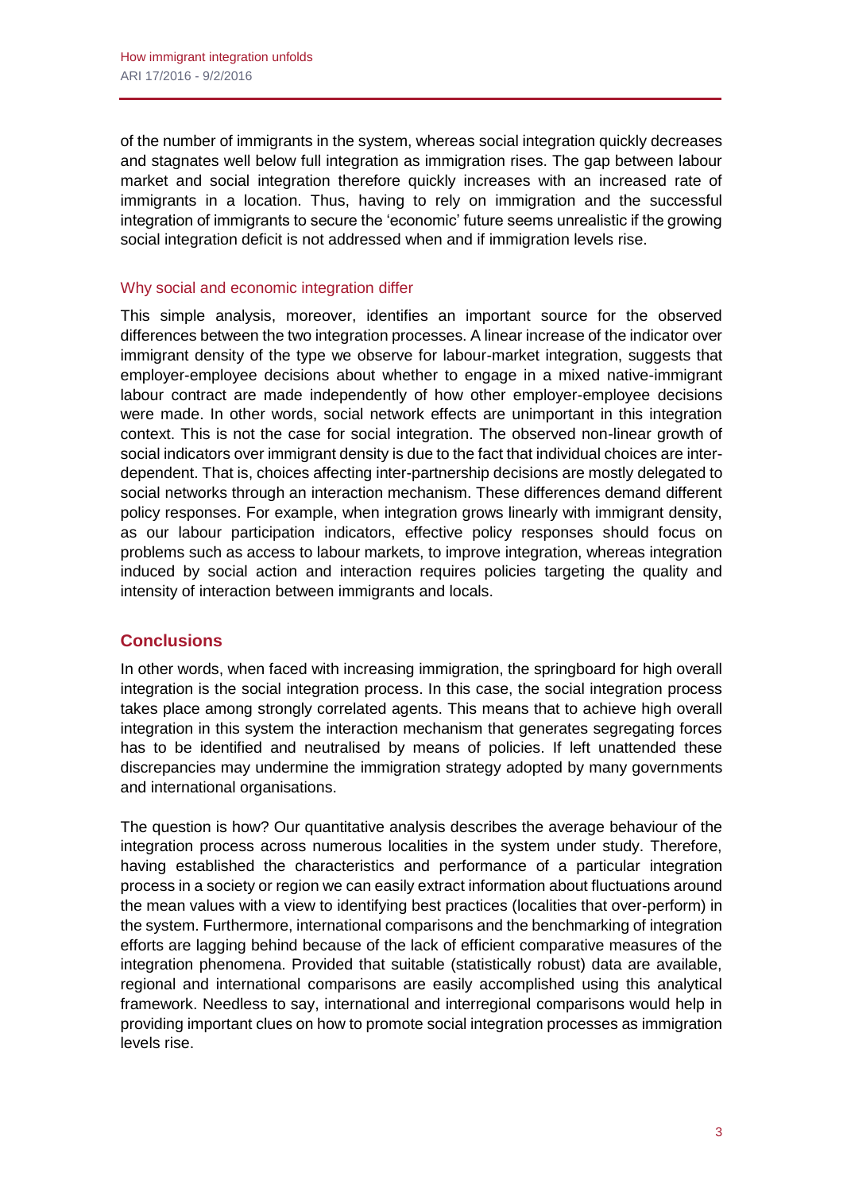of the number of immigrants in the system, whereas social integration quickly decreases and stagnates well below full integration as immigration rises. The gap between labour market and social integration therefore quickly increases with an increased rate of immigrants in a location. Thus, having to rely on immigration and the successful integration of immigrants to secure the 'economic' future seems unrealistic if the growing social integration deficit is not addressed when and if immigration levels rise.

### Why social and economic integration differ

This simple analysis, moreover, identifies an important source for the observed differences between the two integration processes. A linear increase of the indicator over immigrant density of the type we observe for labour-market integration, suggests that employer-employee decisions about whether to engage in a mixed native-immigrant labour contract are made independently of how other employer-employee decisions were made. In other words, social network effects are unimportant in this integration context. This is not the case for social integration. The observed non-linear growth of social indicators over immigrant density is due to the fact that individual choices are inter-dependent. That is, choices affecting inter-partnership decisions are mostly delegated to social networks through an interaction mechanism. These differences demand different policy responses. For example, when integration grows linearly with immigrant density, as our labour participation indicators, effective policy responses should focus on problems such as access to labour markets, to improve integration, whereas integration induced by social action and interaction requires policies targeting the quality and intensity of interaction between immigrants and locals.

## Conclusions

In other words, when faced with increasing immigration, the springboard for high overall integration is the social integration process. In this case, the social integration process takes place among strongly correlated agents. This means that to achieve high overall integration in this system the interaction mechanism that generates segregating forces has to be identified and neutralised by means of policies. If left unattended these discrepancies may undermine the immigration strategy adopted by many governments and international organisations.

The question is how? Our quantitative analysis describes the average behaviour of the integration process across numerous localities in the system under study. Therefore, having established the characteristics and performance of a particular integration process in a society or region we can easily extract information about fluctuations around the mean values with a view to identifying best practices (localities that over-perform) in the system. Furthermore, international comparisons and the benchmarking of integration efforts are lagging behind because of the lack of efficient comparative measures of the integration phenomena. Provided that suitable (statistically robust) data are available, regional and international comparisons are easily accomplished using this analytical framework. Needless to say, international and interregional comparisons would help in providing important clues on how to promote social integration processes as immigration levels rise.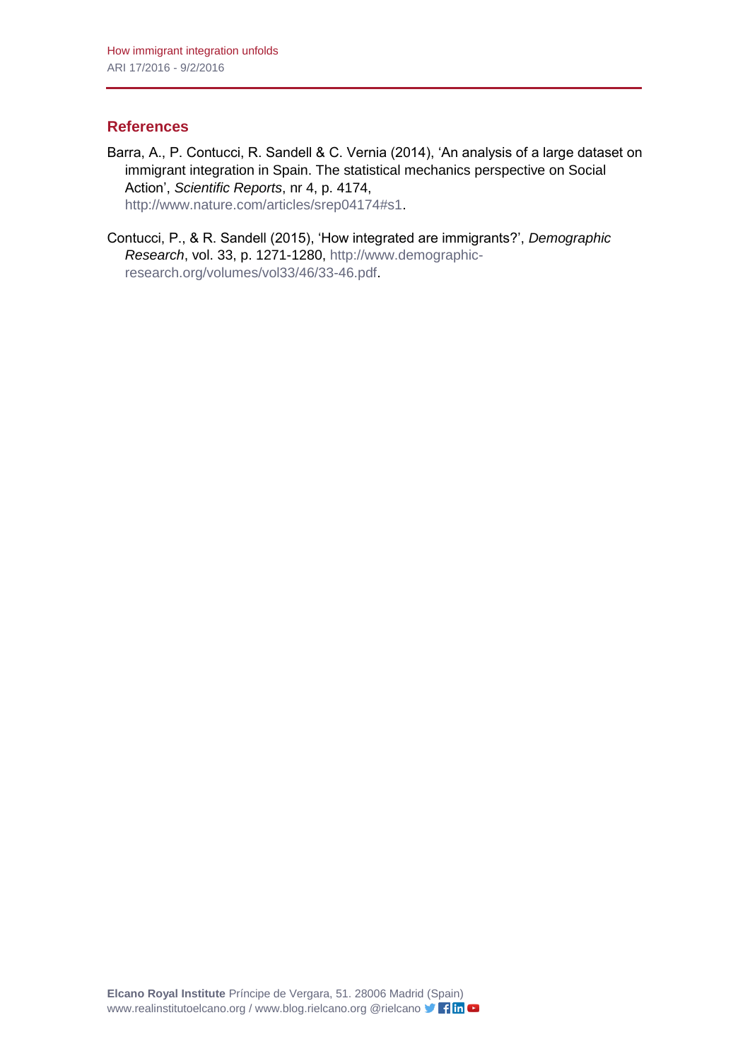## References

Barra, A., P. Contucci, R. Sandell & C. Vernia (2014), 'An analysis of a large dataset on immigrant integration in Spain. The statistical mechanics perspective on Social Action', *Scientific Reports*, nr 4, p. 4174, http://www.nature.com/articles/srep04174#s1.

Contucci, P., & R. Sandell (2015), 'How integrated are immigrants?', *Demographic Research*, vol. 33, p. 1271-1280, http://www.demographic-research.org/volumes/vol33/46/33-46.pdf.